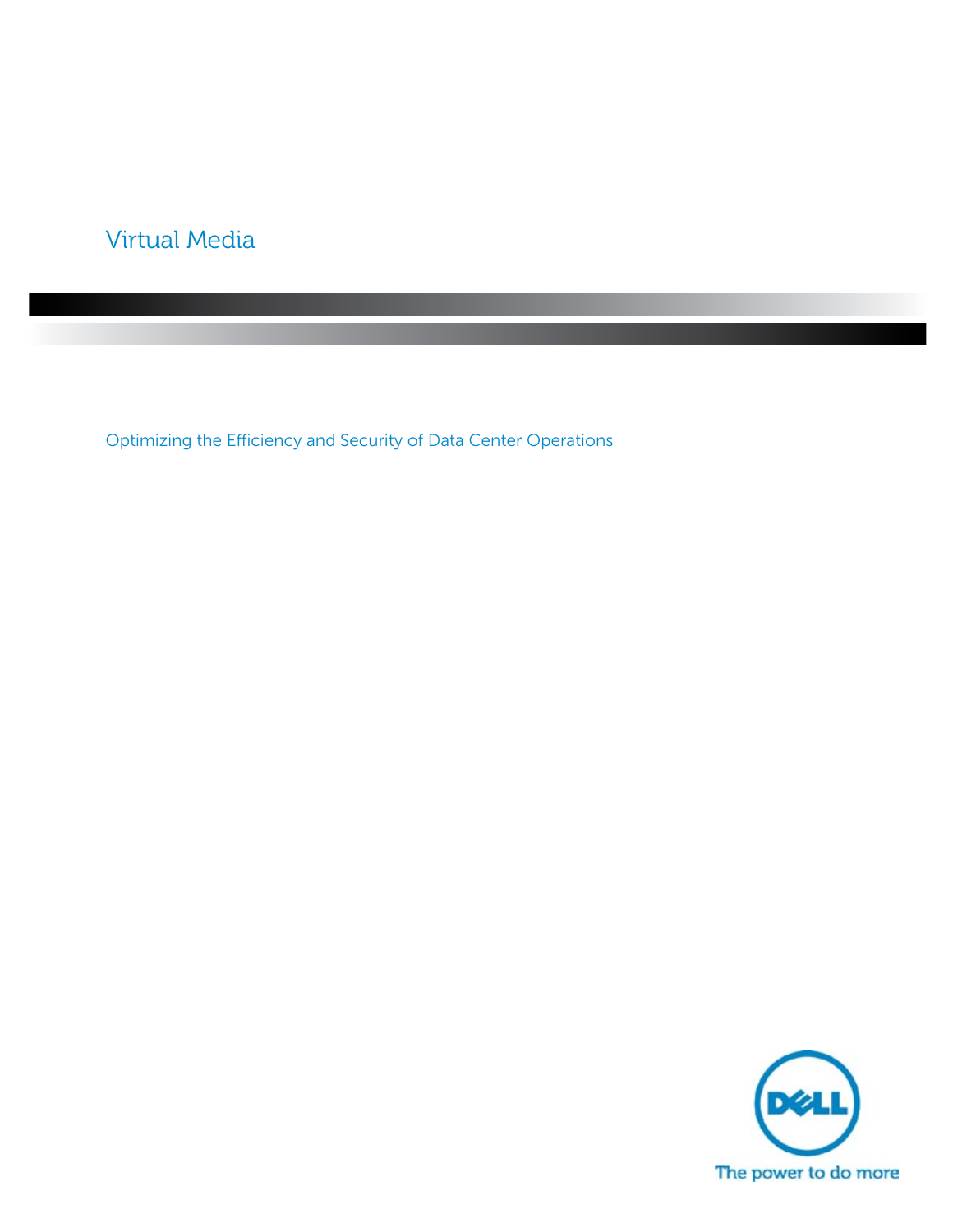# Virtual Media

## Optimizing the Efficiency and Security of Data Center Operations

The power to do more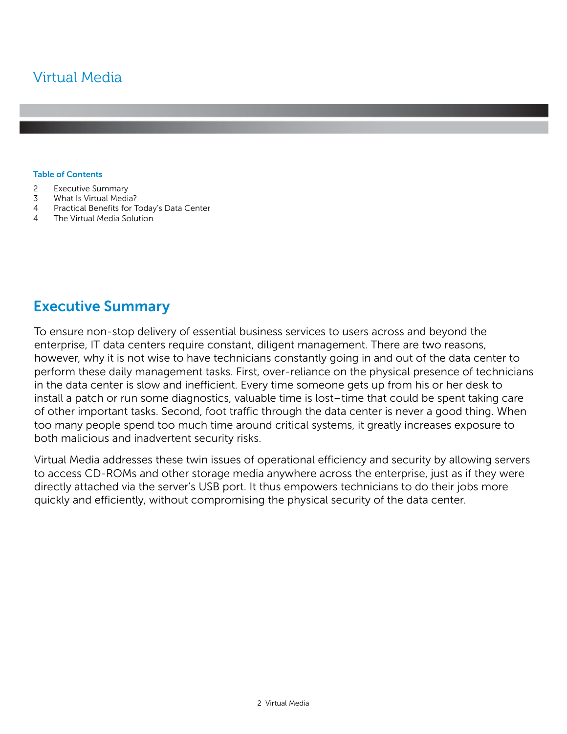# Virtual Media

**Table of Contents**

2 Executive Summary
3 What Is Virtual Media?
4 Practical Benefits for Today's Data Center
4 The Virtual Media Solution

## Executive Summary

To ensure non-stop delivery of essential business services to users across and beyond the enterprise, IT data centers require constant, diligent management. There are two reasons, however, why it is not wise to have technicians constantly going in and out of the data center to perform these daily management tasks. First, over-reliance on the physical presence of technicians in the data center is slow and inefficient. Every time someone gets up from his or her desk to install a patch or run some diagnostics, valuable time is lost–time that could be spent taking care of other important tasks. Second, foot traffic through the data center is never a good thing. When too many people spend too much time around critical systems, it greatly increases exposure to both malicious and inadvertent security risks.

Virtual Media addresses these twin issues of operational efficiency and security by allowing servers to access CD-ROMs and other storage media anywhere across the enterprise, just as if they were directly attached via the server's USB port. It thus empowers technicians to do their jobs more quickly and efficiently, without compromising the physical security of the data center.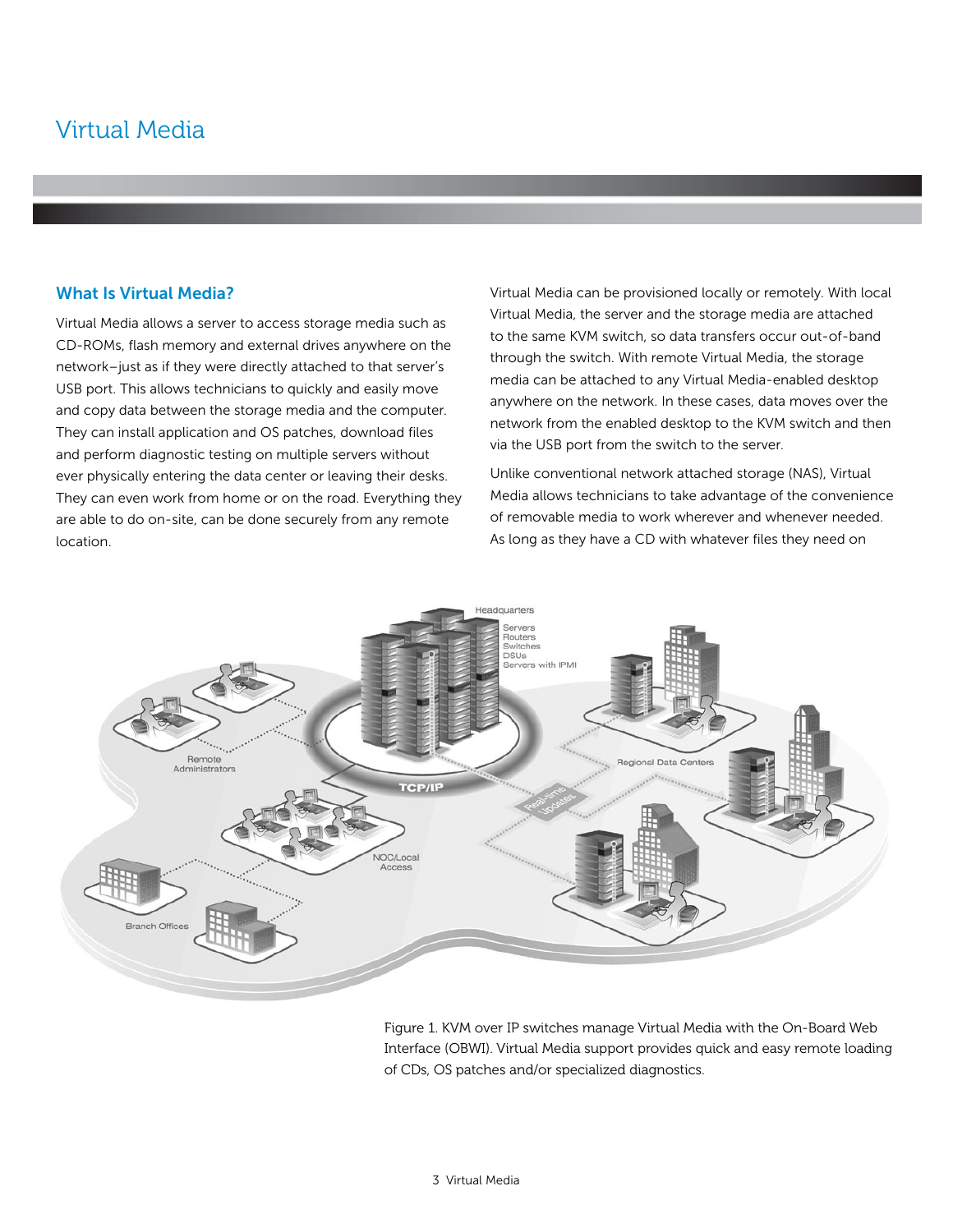# Virtual Media

## What Is Virtual Media?

Virtual Media allows a server to access storage media such as CD-ROMs, flash memory and external drives anywhere on the network–just as if they were directly attached to that server's USB port. This allows technicians to quickly and easily move and copy data between the storage media and the computer. They can install application and OS patches, download files and perform diagnostic testing on multiple servers without ever physically entering the data center or leaving their desks. They can even work from home or on the road. Everything they are able to do on-site, can be done securely from any remote location.

Virtual Media can be provisioned locally or remotely. With local Virtual Media, the server and the storage media are attached to the same KVM switch, so data transfers occur out-of-band through the switch. With remote Virtual Media, the storage media can be attached to any Virtual Media-enabled desktop anywhere on the network. In these cases, data moves over the network from the enabled desktop to the KVM switch and then via the USB port from the switch to the server.

Unlike conventional network attached storage (NAS), Virtual Media allows technicians to take advantage of the convenience of removable media to work wherever and whenever needed. As long as they have a CD with whatever files they need on

Figure 1. KVM over IP switches manage Virtual Media with the On-Board Web Interface (OBWI). Virtual Media support provides quick and easy remote loading of CDs, OS patches and/or specialized diagnostics.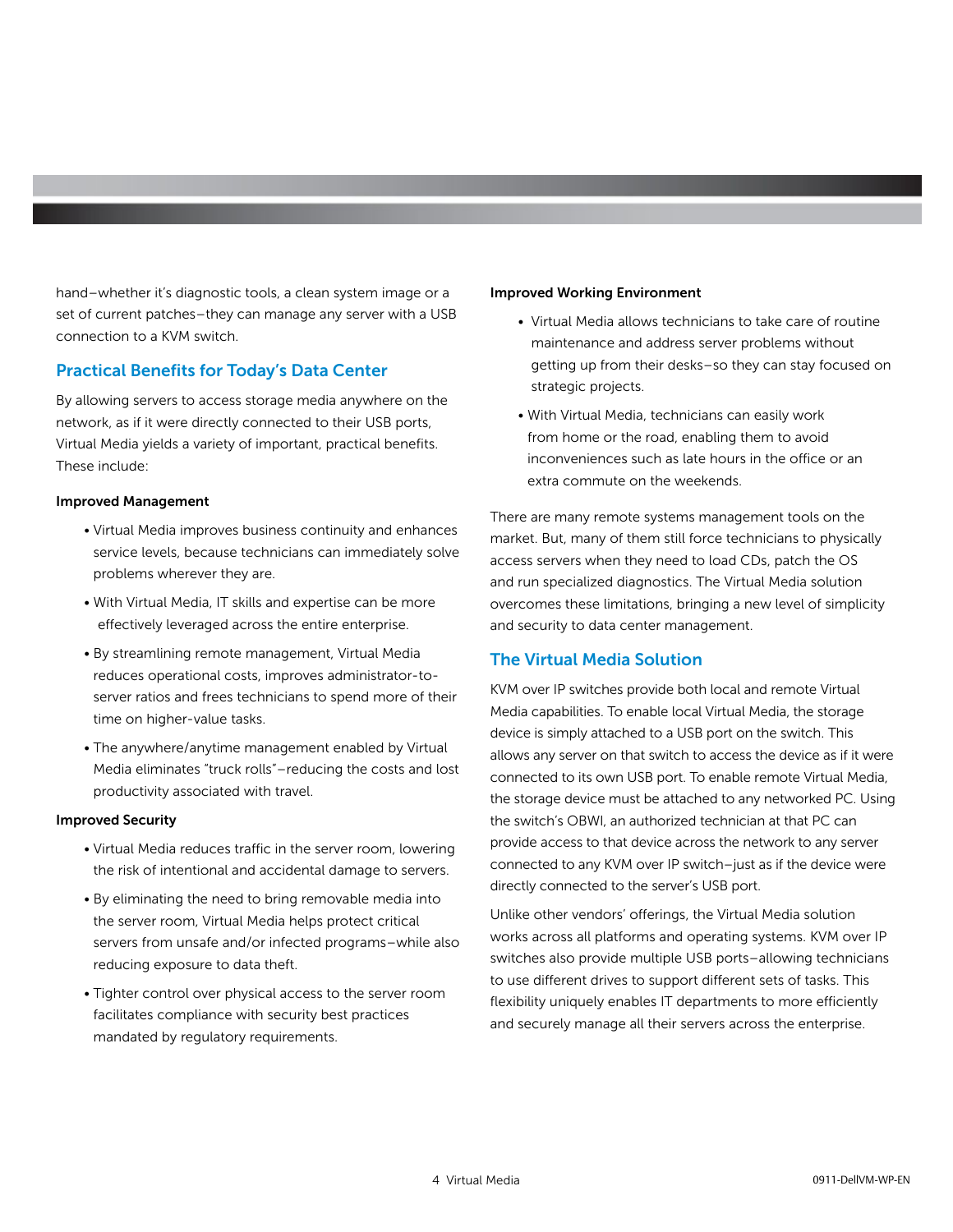hand–whether it's diagnostic tools, a clean system image or a set of current patches–they can manage any server with a USB connection to a KVM switch.

## Practical Benefits for Today's Data Center

By allowing servers to access storage media anywhere on the network, as if it were directly connected to their USB ports, Virtual Media yields a variety of important, practical benefits. These include:

**Improved Management**

- Virtual Media improves business continuity and enhances service levels, because technicians can immediately solve problems wherever they are.
- With Virtual Media, IT skills and expertise can be more effectively leveraged across the entire enterprise.
- By streamlining remote management, Virtual Media reduces operational costs, improves administrator-to-server ratios and frees technicians to spend more of their time on higher-value tasks.
- The anywhere/anytime management enabled by Virtual Media eliminates "truck rolls"–reducing the costs and lost productivity associated with travel.

**Improved Security**

- Virtual Media reduces traffic in the server room, lowering the risk of intentional and accidental damage to servers.
- By eliminating the need to bring removable media into the server room, Virtual Media helps protect critical servers from unsafe and/or infected programs–while also reducing exposure to data theft.
- Tighter control over physical access to the server room facilitates compliance with security best practices mandated by regulatory requirements.

**Improved Working Environment**

- Virtual Media allows technicians to take care of routine maintenance and address server problems without getting up from their desks–so they can stay focused on strategic projects.
- With Virtual Media, technicians can easily work from home or the road, enabling them to avoid inconveniences such as late hours in the office or an extra commute on the weekends.

There are many remote systems management tools on the market. But, many of them still force technicians to physically access servers when they need to load CDs, patch the OS and run specialized diagnostics. The Virtual Media solution overcomes these limitations, bringing a new level of simplicity and security to data center management.

## The Virtual Media Solution

KVM over IP switches provide both local and remote Virtual Media capabilities. To enable local Virtual Media, the storage device is simply attached to a USB port on the switch. This allows any server on that switch to access the device as if it were connected to its own USB port. To enable remote Virtual Media, the storage device must be attached to any networked PC. Using the switch's OBWI, an authorized technician at that PC can provide access to that device across the network to any server connected to any KVM over IP switch–just as if the device were directly connected to the server's USB port.

Unlike other vendors' offerings, the Virtual Media solution works across all platforms and operating systems. KVM over IP switches also provide multiple USB ports–allowing technicians to use different drives to support different sets of tasks. This flexibility uniquely enables IT departments to more efficiently and securely manage all their servers across the enterprise.

0911-DellVM-WP-EN